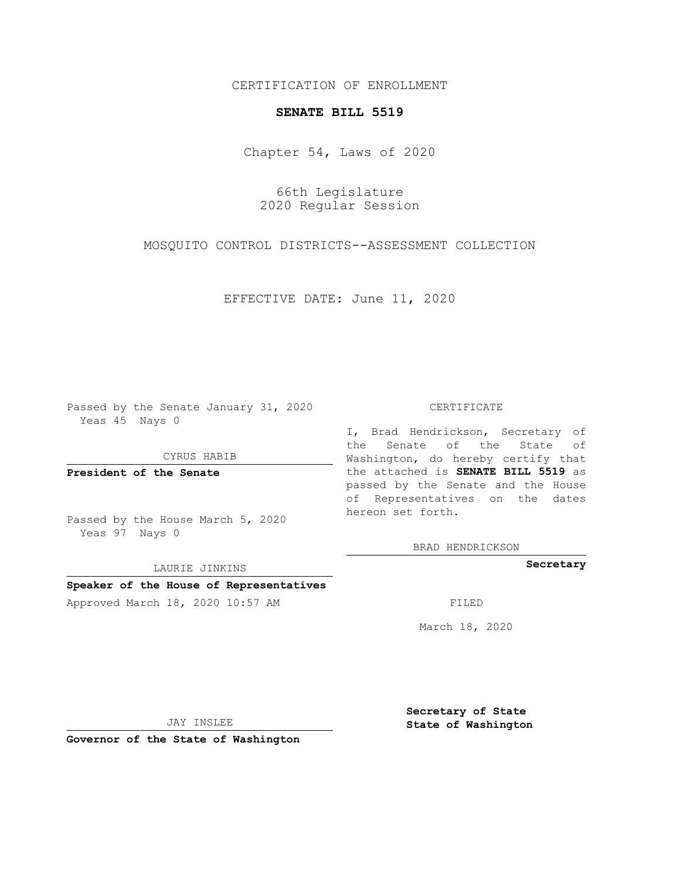CERTIFICATION OF ENROLLMENT

**SENATE BILL 5519**

Chapter 54, Laws of 2020

66th Legislature
2020 Regular Session

MOSQUITO CONTROL DISTRICTS--ASSESSMENT COLLECTION

EFFECTIVE DATE: June 11, 2020

Passed by the Senate January 31, 2020
Yeas 45 Nays 0

CYRUS HABIB

**President of the Senate**

Passed by the House March 5, 2020
Yeas 97 Nays 0

LAURIE JINKINS

**Speaker of the House of Representatives**

Approved March 18, 2020 10:57 AM

JAY INSLEE

**Governor of the State of Washington**

CERTIFICATE

I, Brad Hendrickson, Secretary of the Senate of the State of Washington, do hereby certify that the attached is **SENATE BILL 5519** as passed by the Senate and the House of Representatives on the dates hereon set forth.

BRAD HENDRICKSON

**Secretary**

FILED

March 18, 2020

**Secretary of State**
**State of Washington**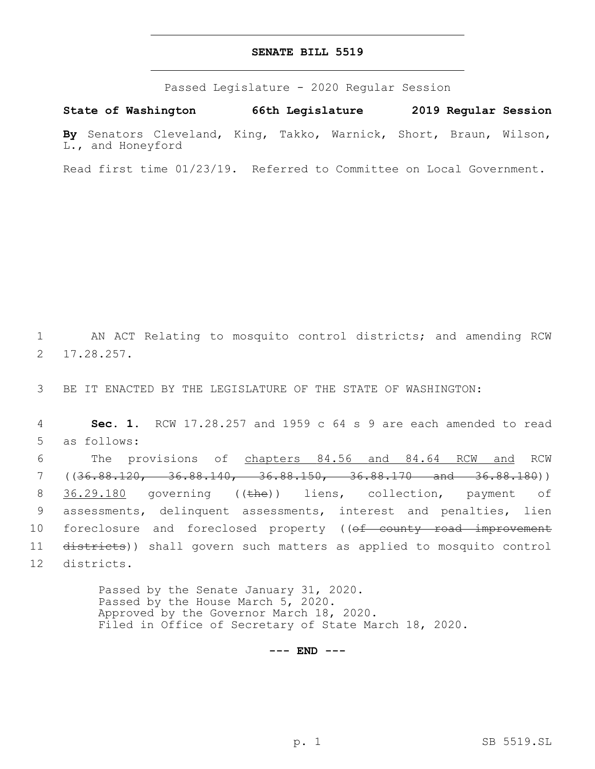# SENATE BILL 5519

Passed Legislature - 2020 Regular Session

**State of Washington 66th Legislature 2019 Regular Session**

**By** Senators Cleveland, King, Takko, Warnick, Short, Braun, Wilson, L., and Honeyford

Read first time 01/23/19. Referred to Committee on Local Government.

AN ACT Relating to mosquito control districts; and amending RCW 17.28.257.

BE IT ENACTED BY THE LEGISLATURE OF THE STATE OF WASHINGTON:

**Sec. 1.** RCW 17.28.257 and 1959 c 64 s 9 are each amended to read as follows:

The provisions of chapters 84.56 and 84.64 RCW and RCW ((~~36.88.120, 36.88.140, 36.88.150, 36.88.170 and 36.88.180~~)) 36.29.180 governing ((~~the~~)) liens, collection, payment of assessments, delinquent assessments, interest and penalties, lien foreclosure and foreclosed property ((~~of county road improvement districts~~)) shall govern such matters as applied to mosquito control districts.

Passed by the Senate January 31, 2020.
Passed by the House March 5, 2020.
Approved by the Governor March 18, 2020.
Filed in Office of Secretary of State March 18, 2020.

--- END ---